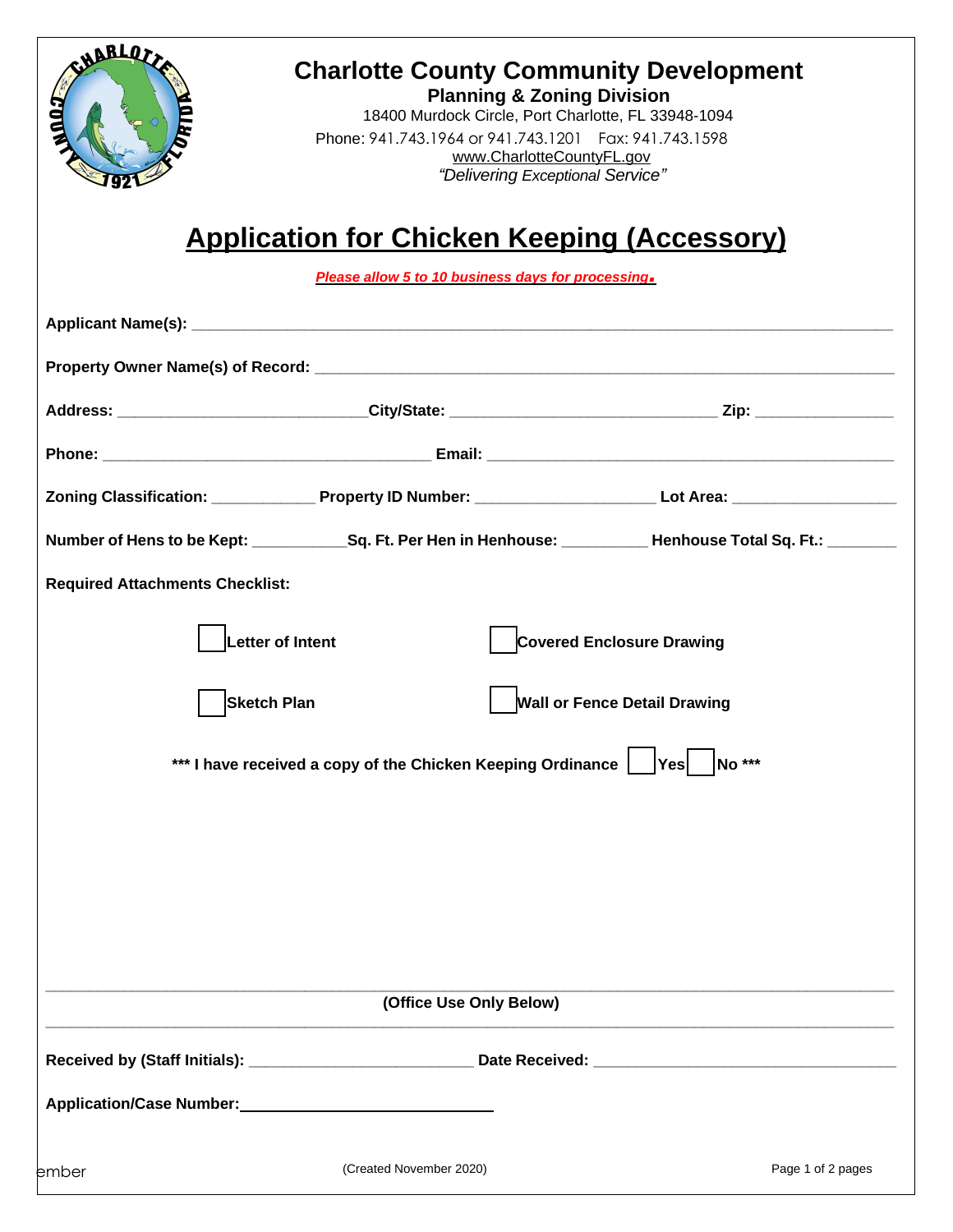# Charlotte County Community Development

**Planning & Zoning Division**

18400 Murdock Circle, Port Charlotte, FL 33948-1094

Phone: 941.743.1964 or 941.743.1201 Fax: 941.743.1598

www.CharlotteCountyFL.gov

*"Delivering Exceptional Service"*

## Application for Chicken Keeping (Accessory)

***Please allow 5 to 10 business days for processing.***

**Applicant Name(s):** ______________________________________________

**Property Owner Name(s) of Record:** ______________________________________________

**Address:** ____________________ **City/State:** ____________________ **Zip:** __________

**Phone:** ____________________ **Email:** ____________________

**Zoning Classification:** __________ **Property ID Number:** ____________________ **Lot Area:** ______________

**Number of Hens to be Kept:** __________ **Sq. Ft. Per Hen in Henhouse:** __________ **Henhouse Total Sq. Ft.:** ________

**Required Attachments Checklist:**

- ☐ **Letter of Intent**
- ☐ **Covered Enclosure Drawing**
- ☐ **Sketch Plan**
- ☐ **Wall or Fence Detail Drawing**

**\*\*\* I have received a copy of the Chicken Keeping Ordinance ☐ Yes ☐ No \*\*\***

---

**(Office Use Only Below)**

---

**Received by (Staff Initials):** ____________________ **Date Received:** ____________________

**Application/Case Number:** ____________________

(Created November 2020)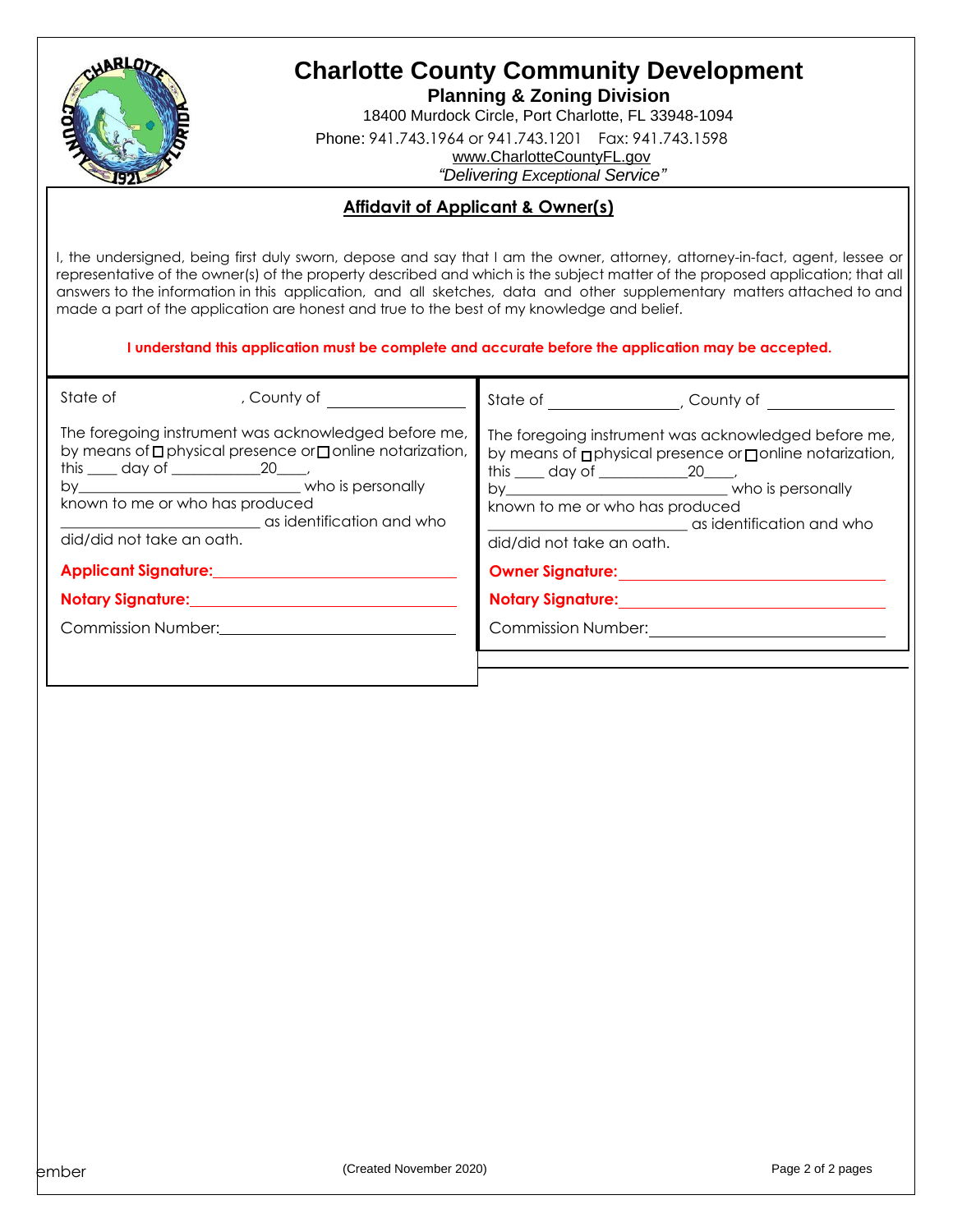# Charlotte County Community Development

**Planning & Zoning Division**

18400 Murdock Circle, Port Charlotte, FL 33948-1094

Phone: 941.743.1964 or 941.743.1201 Fax: 941.743.1598

www.CharlotteCountyFL.gov

*"Delivering Exceptional Service"*

## Affidavit of Applicant & Owner(s)

I, the undersigned, being first duly sworn, depose and say that I am the owner, attorney, attorney-in-fact, agent, lessee or representative of the owner(s) of the property described and which is the subject matter of the proposed application; that all answers to the information in this application, and all sketches, data and other supplementary matters attached to and made a part of the application are honest and true to the best of my knowledge and belief.

**I understand this application must be complete and accurate before the application may be accepted.**

State of \_\_\_\_\_\_\_\_\_\_\_\_\_\_\_\_, County of \_\_\_\_\_\_\_\_\_\_\_\_\_\_\_\_

The foregoing instrument was acknowledged before me, by means of ☐ physical presence or ☐ online notarization, this \_\_\_\_ day of \_\_\_\_\_\_\_\_\_\_\_\_ 20\_\_\_\_, by\_\_\_\_\_\_\_\_\_\_\_\_\_\_\_\_\_\_\_\_\_\_\_\_\_\_\_\_ who is personally known to me or who has produced \_\_\_\_\_\_\_\_\_\_\_\_\_\_\_\_\_\_\_\_\_\_\_\_\_\_ as identification and who did/did not take an oath.

**Applicant Signature:** \_\_\_\_\_\_\_\_\_\_\_\_\_\_\_\_\_\_\_\_\_\_\_\_\_\_\_\_

**Notary Signature:** \_\_\_\_\_\_\_\_\_\_\_\_\_\_\_\_\_\_\_\_\_\_\_\_\_\_\_\_

Commission Number: \_\_\_\_\_\_\_\_\_\_\_\_\_\_\_\_\_\_\_\_\_\_\_\_\_\_\_\_

State of \_\_\_\_\_\_\_\_\_\_\_\_\_\_\_\_, County of \_\_\_\_\_\_\_\_\_\_\_\_\_\_\_\_

The foregoing instrument was acknowledged before me, by means of ☐ physical presence or ☐ online notarization, this \_\_\_\_ day of \_\_\_\_\_\_\_\_\_\_\_\_ 20\_\_\_\_, by\_\_\_\_\_\_\_\_\_\_\_\_\_\_\_\_\_\_\_\_\_\_\_\_\_\_\_\_ who is personally known to me or who has produced \_\_\_\_\_\_\_\_\_\_\_\_\_\_\_\_\_\_\_\_\_\_\_\_\_\_ as identification and who did/did not take an oath.

**Owner Signature:** \_\_\_\_\_\_\_\_\_\_\_\_\_\_\_\_\_\_\_\_\_\_\_\_\_\_\_\_

**Notary Signature:** \_\_\_\_\_\_\_\_\_\_\_\_\_\_\_\_\_\_\_\_\_\_\_\_\_\_\_\_

Commission Number: \_\_\_\_\_\_\_\_\_\_\_\_\_\_\_\_\_\_\_\_\_\_\_\_\_\_\_\_

(Created November 2020)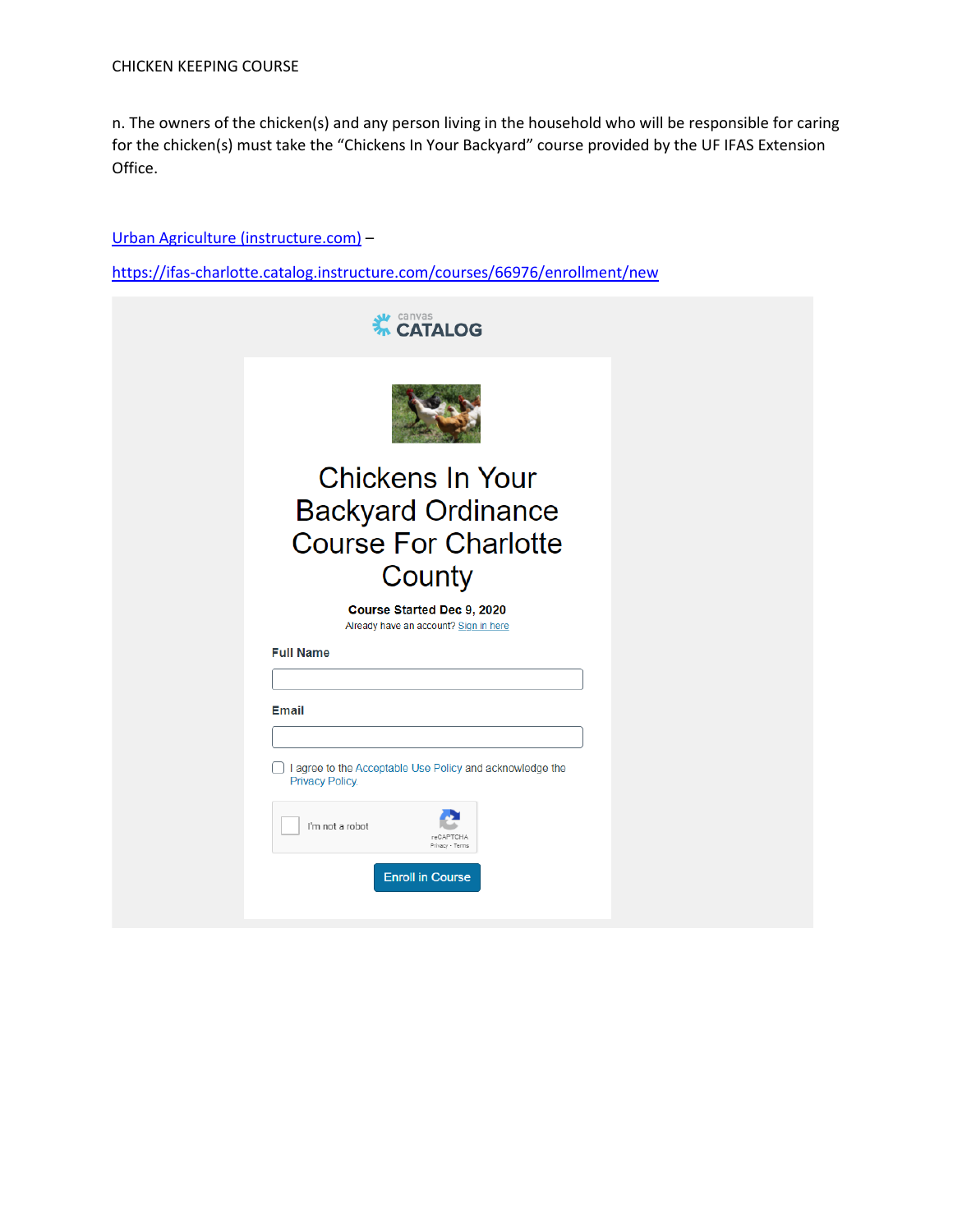CHICKEN KEEPING COURSE

n. The owners of the chicken(s) and any person living in the household who will be responsible for caring for the chicken(s) must take the "Chickens In Your Backyard" course provided by the UF IFAS Extension Office.

[Urban Agriculture (instructure.com)](https://ifas-charlotte.catalog.instructure.com/courses/66976/enrollment/new) –

https://ifas-charlotte.catalog.instructure.com/courses/66976/enrollment/new

canvas CATALOG

Chickens In Your Backyard Ordinance Course For Charlotte County

**Course Started Dec 9, 2020**

Already have an account? Sign in here

**Full Name**

**Email**

☐ I agree to the Acceptable Use Policy and acknowledge the Privacy Policy.

☐ I'm not a robot

reCAPTCHA
Privacy - Terms

Enroll in Course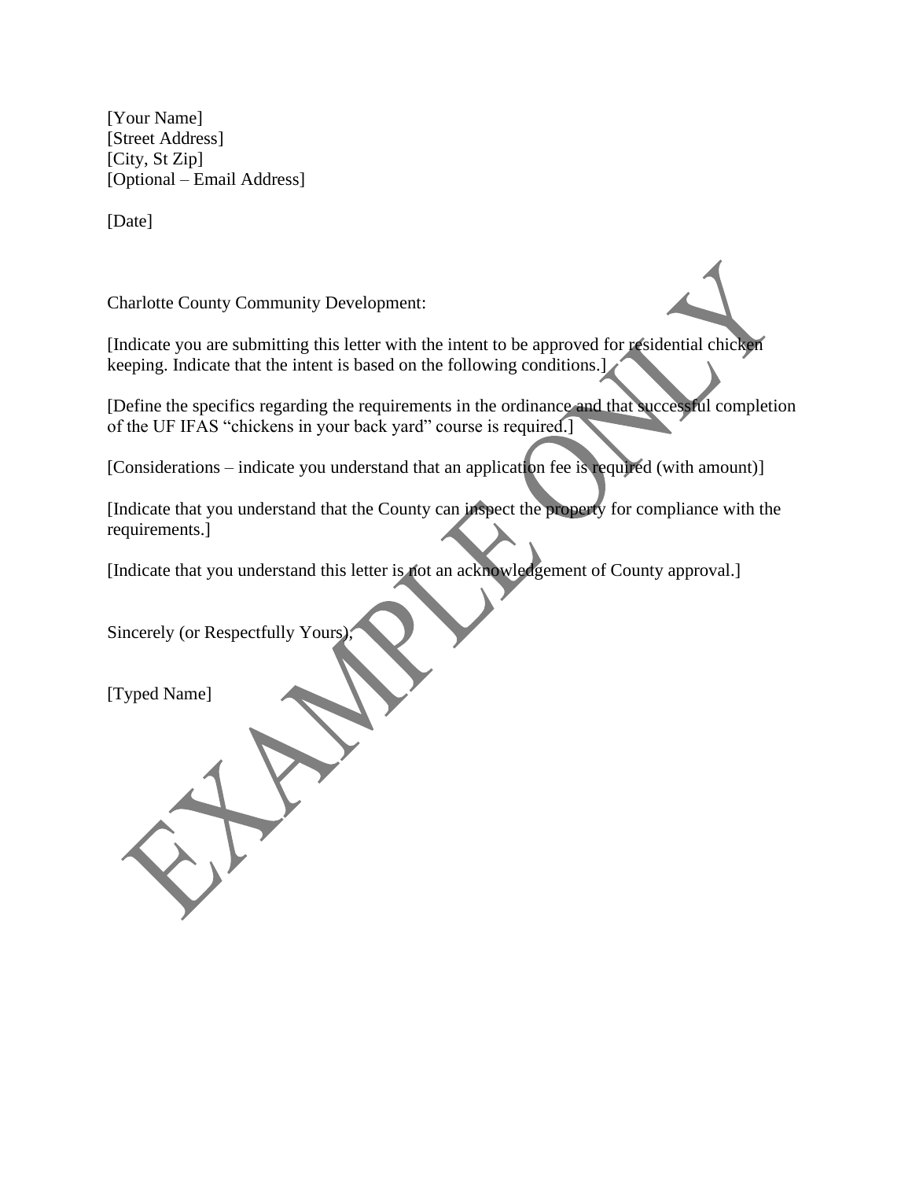[Your Name]
[Street Address]
[City, St Zip]
[Optional – Email Address]

[Date]

Charlotte County Community Development:

[Indicate you are submitting this letter with the intent to be approved for residential chicken keeping. Indicate that the intent is based on the following conditions.]

[Define the specifics regarding the requirements in the ordinance and that successful completion of the UF IFAS "chickens in your back yard" course is required.]

[Considerations – indicate you understand that an application fee is required (with amount)]

[Indicate that you understand that the County can inspect the property for compliance with the requirements.]

[Indicate that you understand this letter is not an acknowledgement of County approval.]

Sincerely (or Respectfully Yours),

[Typed Name]

EXAMPLE ONLY